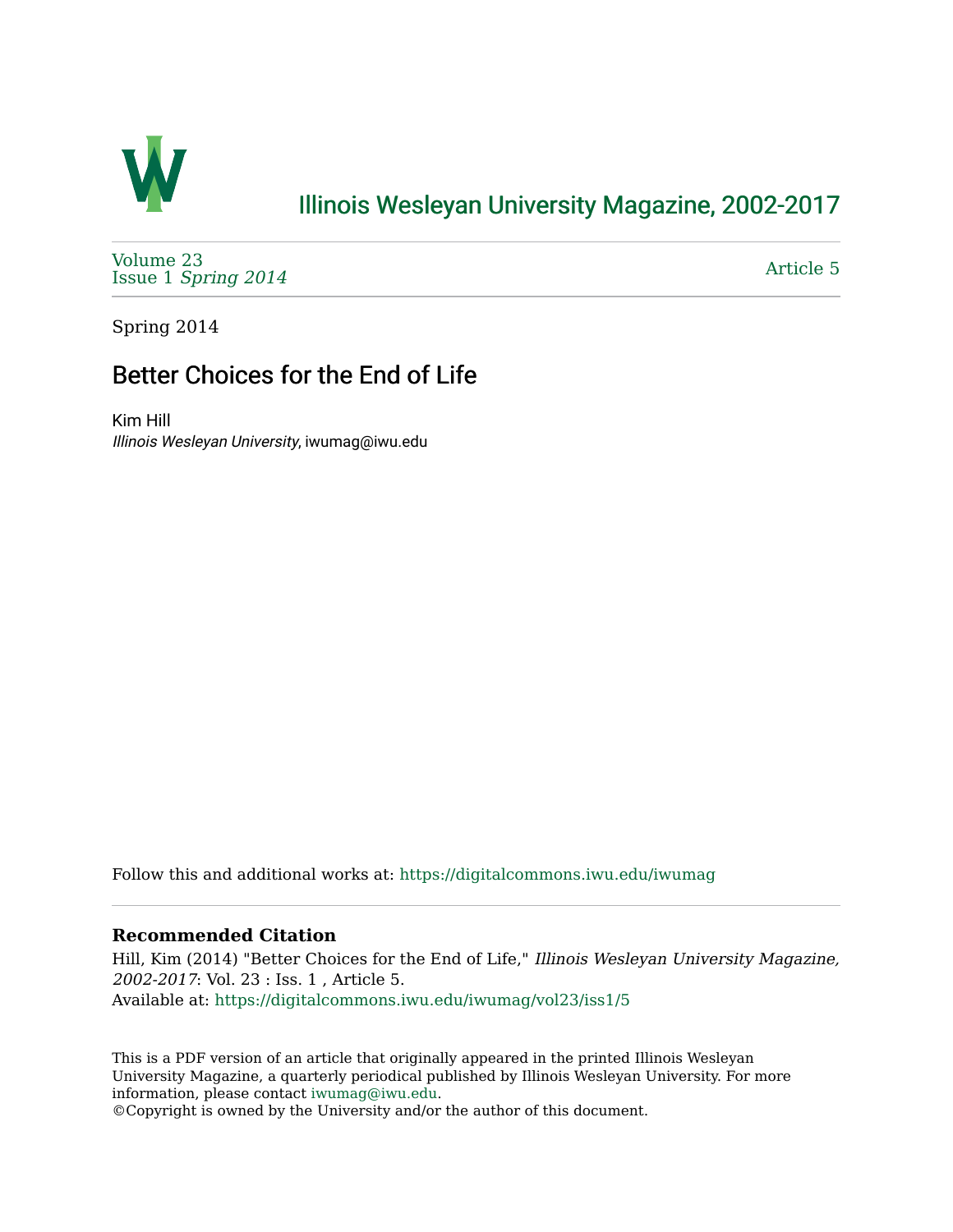# Illinois Wesleyan University Magazine, 2002-2017

Volume 23
Issue 1 *Spring 2014*

Article 5

Spring 2014

## Better Choices for the End of Life

Kim Hill
*Illinois Wesleyan University*, iwumag@iwu.edu

Follow this and additional works at: https://digitalcommons.iwu.edu/iwumag

### Recommended Citation

Hill, Kim (2014) "Better Choices for the End of Life," *Illinois Wesleyan University Magazine, 2002-2017*: Vol. 23 : Iss. 1 , Article 5.
Available at: https://digitalcommons.iwu.edu/iwumag/vol23/iss1/5

This is a PDF version of an article that originally appeared in the printed Illinois Wesleyan University Magazine, a quarterly periodical published by Illinois Wesleyan University. For more information, please contact iwumag@iwu.edu.
©Copyright is owned by the University and/or the author of this document.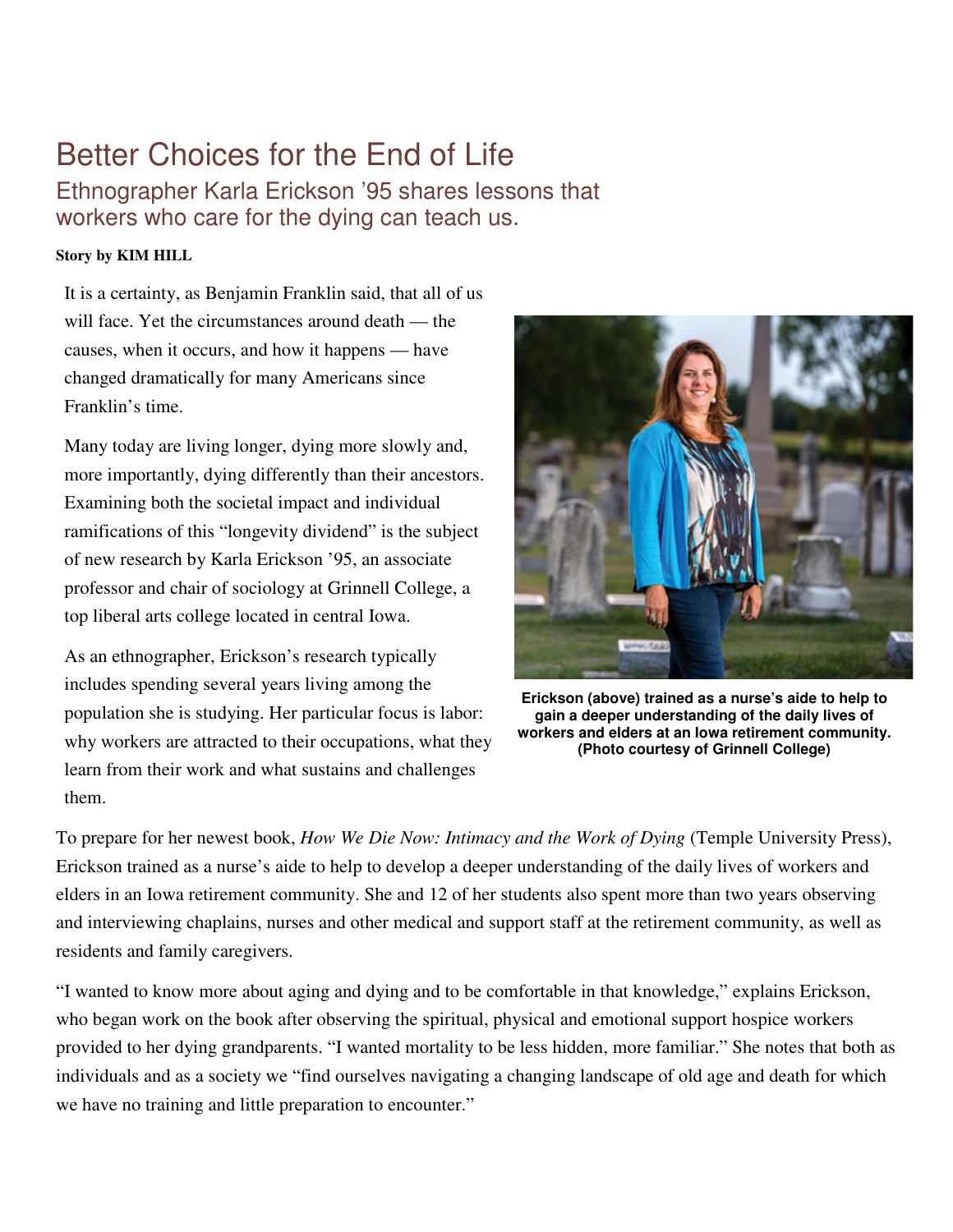# Better Choices for the End of Life

## Ethnographer Karla Erickson '95 shares lessons that workers who care for the dying can teach us.

**Story by KIM HILL**

It is a certainty, as Benjamin Franklin said, that all of us will face. Yet the circumstances around death — the causes, when it occurs, and how it happens — have changed dramatically for many Americans since Franklin's time.

Many today are living longer, dying more slowly and, more importantly, dying differently than their ancestors. Examining both the societal impact and individual ramifications of this "longevity dividend" is the subject of new research by Karla Erickson '95, an associate professor and chair of sociology at Grinnell College, a top liberal arts college located in central Iowa.

As an ethnographer, Erickson's research typically includes spending several years living among the population she is studying. Her particular focus is labor: why workers are attracted to their occupations, what they learn from their work and what sustains and challenges them.

**Erickson (above) trained as a nurse's aide to help to gain a deeper understanding of the daily lives of workers and elders at an Iowa retirement community. (Photo courtesy of Grinnell College)**

To prepare for her newest book, *How We Die Now: Intimacy and the Work of Dying* (Temple University Press), Erickson trained as a nurse's aide to help to develop a deeper understanding of the daily lives of workers and elders in an Iowa retirement community. She and 12 of her students also spent more than two years observing and interviewing chaplains, nurses and other medical and support staff at the retirement community, as well as residents and family caregivers.

"I wanted to know more about aging and dying and to be comfortable in that knowledge," explains Erickson, who began work on the book after observing the spiritual, physical and emotional support hospice workers provided to her dying grandparents. "I wanted mortality to be less hidden, more familiar." She notes that both as individuals and as a society we "find ourselves navigating a changing landscape of old age and death for which we have no training and little preparation to encounter."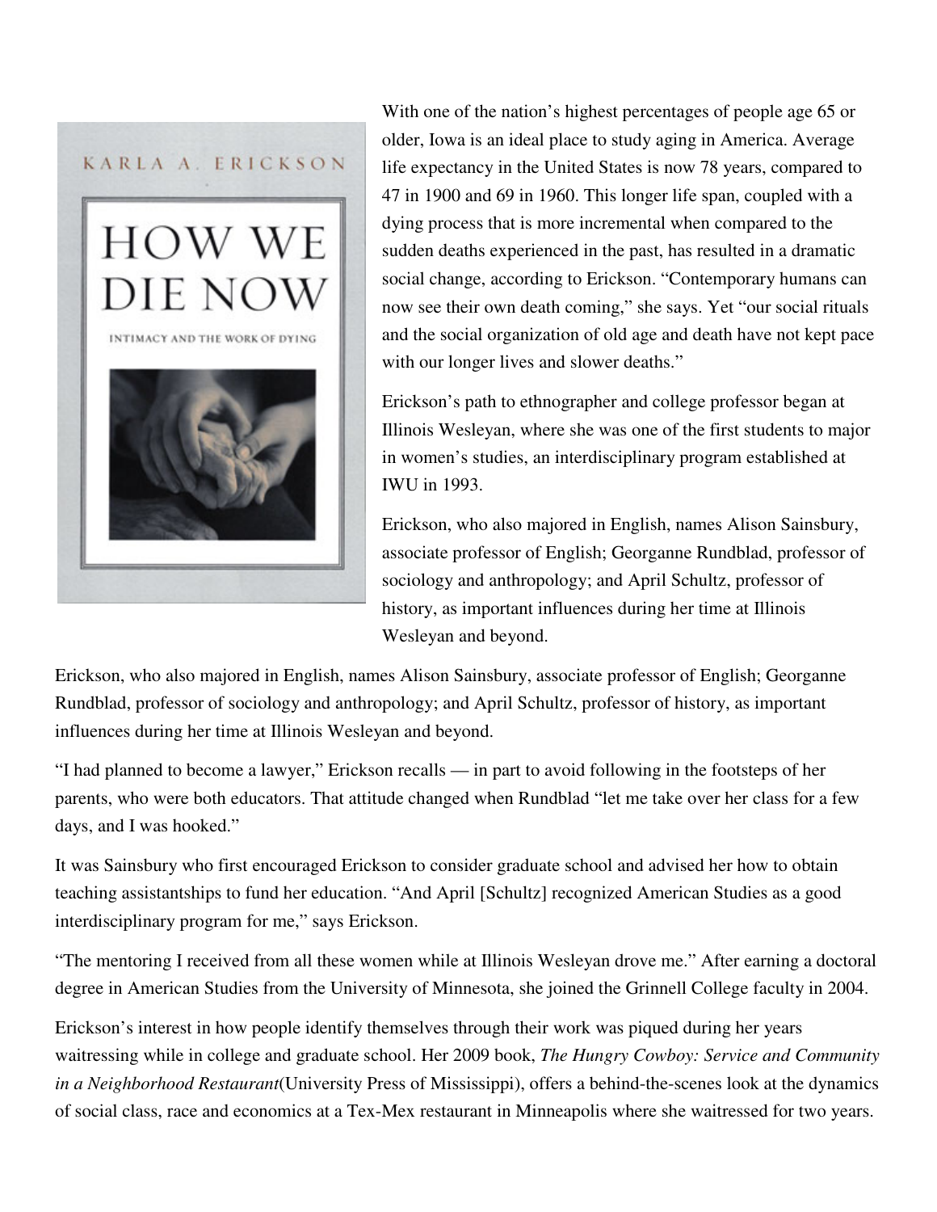With one of the nation's highest percentages of people age 65 or older, Iowa is an ideal place to study aging in America. Average life expectancy in the United States is now 78 years, compared to 47 in 1900 and 69 in 1960. This longer life span, coupled with a dying process that is more incremental when compared to the sudden deaths experienced in the past, has resulted in a dramatic social change, according to Erickson. "Contemporary humans can now see their own death coming," she says. Yet "our social rituals and the social organization of old age and death have not kept pace with our longer lives and slower deaths."

Erickson's path to ethnographer and college professor began at Illinois Wesleyan, where she was one of the first students to major in women's studies, an interdisciplinary program established at IWU in 1993.

Erickson, who also majored in English, names Alison Sainsbury, associate professor of English; Georganne Rundblad, professor of sociology and anthropology; and April Schultz, professor of history, as important influences during her time at Illinois Wesleyan and beyond.

Erickson, who also majored in English, names Alison Sainsbury, associate professor of English; Georganne Rundblad, professor of sociology and anthropology; and April Schultz, professor of history, as important influences during her time at Illinois Wesleyan and beyond.

"I had planned to become a lawyer," Erickson recalls — in part to avoid following in the footsteps of her parents, who were both educators. That attitude changed when Rundblad "let me take over her class for a few days, and I was hooked."

It was Sainsbury who first encouraged Erickson to consider graduate school and advised her how to obtain teaching assistantships to fund her education. "And April [Schultz] recognized American Studies as a good interdisciplinary program for me," says Erickson.

"The mentoring I received from all these women while at Illinois Wesleyan drove me." After earning a doctoral degree in American Studies from the University of Minnesota, she joined the Grinnell College faculty in 2004.

Erickson's interest in how people identify themselves through their work was piqued during her years waitressing while in college and graduate school. Her 2009 book, *The Hungry Cowboy: Service and Community in a Neighborhood Restaurant*(University Press of Mississippi), offers a behind-the-scenes look at the dynamics of social class, race and economics at a Tex-Mex restaurant in Minneapolis where she waitressed for two years.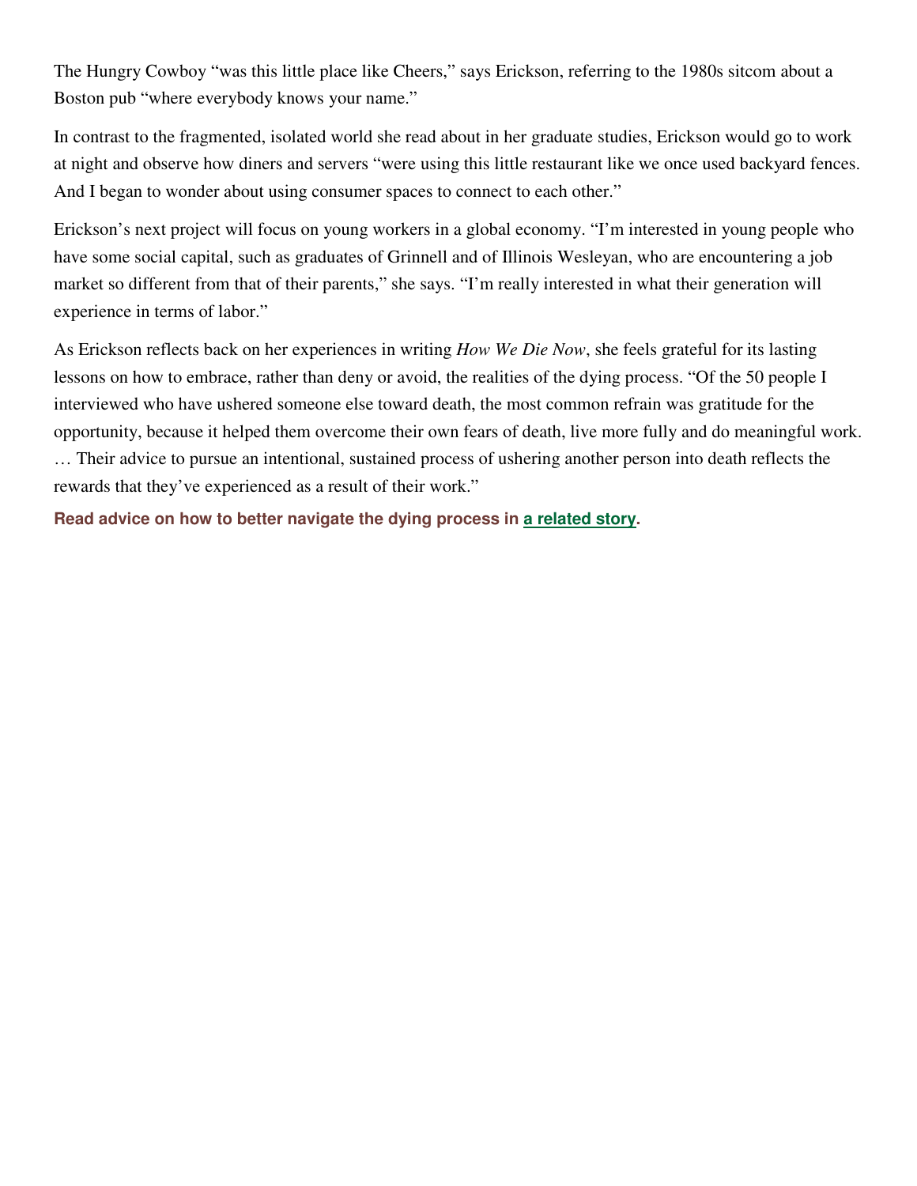The Hungry Cowboy "was this little place like Cheers," says Erickson, referring to the 1980s sitcom about a Boston pub "where everybody knows your name."

In contrast to the fragmented, isolated world she read about in her graduate studies, Erickson would go to work at night and observe how diners and servers "were using this little restaurant like we once used backyard fences. And I began to wonder about using consumer spaces to connect to each other."

Erickson's next project will focus on young workers in a global economy. "I'm interested in young people who have some social capital, such as graduates of Grinnell and of Illinois Wesleyan, who are encountering a job market so different from that of their parents," she says. "I'm really interested in what their generation will experience in terms of labor."

As Erickson reflects back on her experiences in writing *How We Die Now*, she feels grateful for its lasting lessons on how to embrace, rather than deny or avoid, the realities of the dying process. "Of the 50 people I interviewed who have ushered someone else toward death, the most common refrain was gratitude for the opportunity, because it helped them overcome their own fears of death, live more fully and do meaningful work. … Their advice to pursue an intentional, sustained process of ushering another person into death reflects the rewards that they've experienced as a result of their work."

**Read advice on how to better navigate the dying process in a related story.**